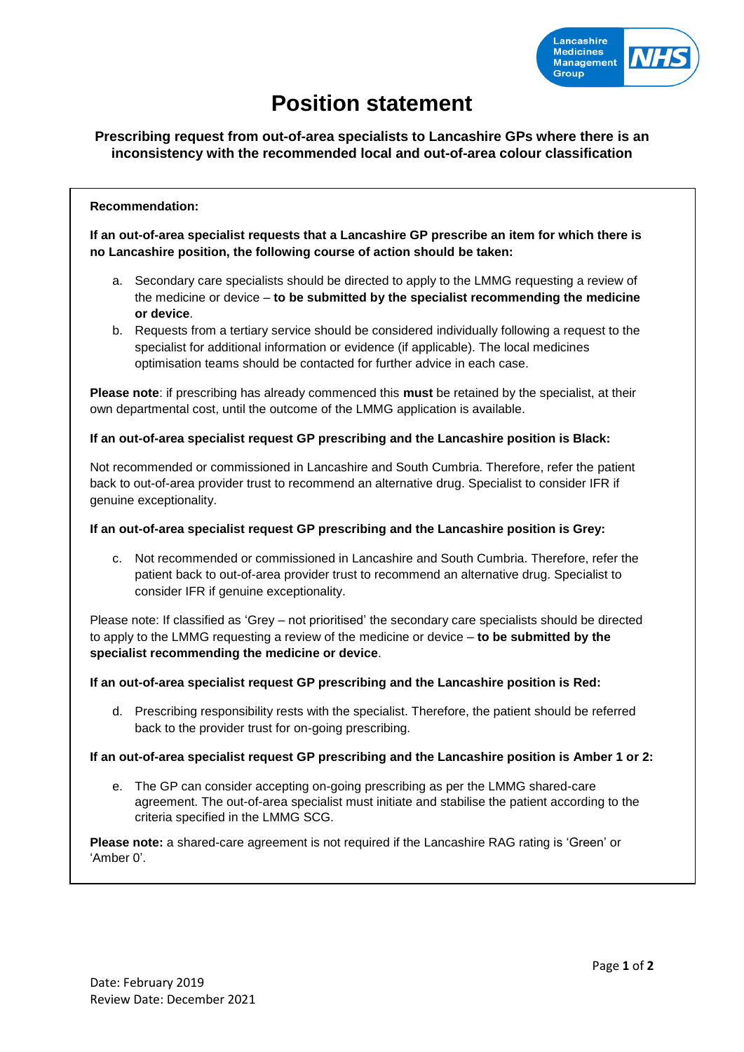Lancashire Medicines Management Group NHS

# Position statement

**Prescribing request from out-of-area specialists to Lancashire GPs where there is an inconsistency with the recommended local and out-of-area colour classification**

**Recommendation:**

**If an out-of-area specialist requests that a Lancashire GP prescribe an item for which there is no Lancashire position, the following course of action should be taken:**

a. Secondary care specialists should be directed to apply to the LMMG requesting a review of the medicine or device – **to be submitted by the specialist recommending the medicine or device**.

b. Requests from a tertiary service should be considered individually following a request to the specialist for additional information or evidence (if applicable). The local medicines optimisation teams should be contacted for further advice in each case.

**Please note**: if prescribing has already commenced this **must** be retained by the specialist, at their own departmental cost, until the outcome of the LMMG application is available.

**If an out-of-area specialist request GP prescribing and the Lancashire position is Black:**

Not recommended or commissioned in Lancashire and South Cumbria. Therefore, refer the patient back to out-of-area provider trust to recommend an alternative drug. Specialist to consider IFR if genuine exceptionality.

**If an out-of-area specialist request GP prescribing and the Lancashire position is Grey:**

c. Not recommended or commissioned in Lancashire and South Cumbria. Therefore, refer the patient back to out-of-area provider trust to recommend an alternative drug. Specialist to consider IFR if genuine exceptionality.

Please note: If classified as 'Grey – not prioritised' the secondary care specialists should be directed to apply to the LMMG requesting a review of the medicine or device – **to be submitted by the specialist recommending the medicine or device**.

**If an out-of-area specialist request GP prescribing and the Lancashire position is Red:**

d. Prescribing responsibility rests with the specialist. Therefore, the patient should be referred back to the provider trust for on-going prescribing.

**If an out-of-area specialist request GP prescribing and the Lancashire position is Amber 1 or 2:**

e. The GP can consider accepting on-going prescribing as per the LMMG shared-care agreement. The out-of-area specialist must initiate and stabilise the patient according to the criteria specified in the LMMG SCG.

**Please note:** a shared-care agreement is not required if the Lancashire RAG rating is 'Green' or 'Amber 0'.

Date: February 2019
Review Date: December 2021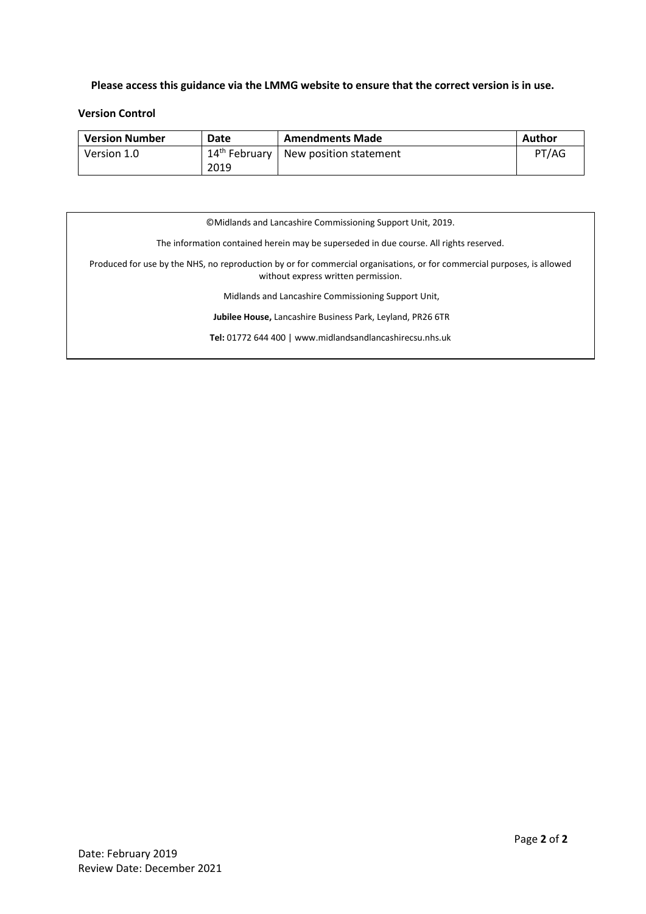**Please access this guidance via the LMMG website to ensure that the correct version is in use.**

**Version Control**

| Version Number | Date | Amendments Made | Author |
|---|---|---|---|
| Version 1.0 | 14th February 2019 | New position statement | PT/AG |

©Midlands and Lancashire Commissioning Support Unit, 2019.

The information contained herein may be superseded in due course. All rights reserved.

Produced for use by the NHS, no reproduction by or for commercial organisations, or for commercial purposes, is allowed without express written permission.

Midlands and Lancashire Commissioning Support Unit,

**Jubilee House,** Lancashire Business Park, Leyland, PR26 6TR

**Tel:** 01772 644 400 | www.midlandsandlancashirecsu.nhs.uk

Date: February 2019
Review Date: December 2021